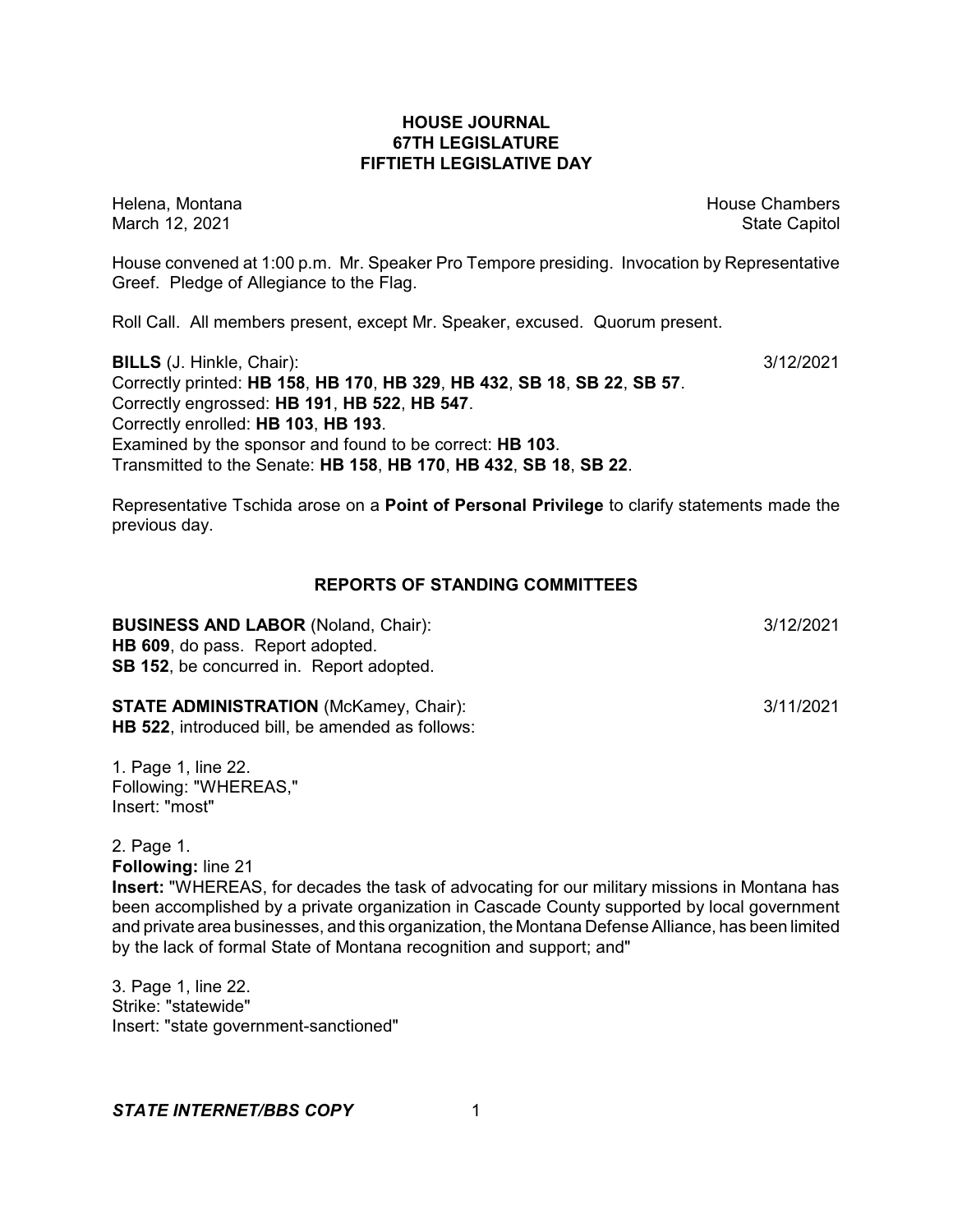# HOUSE JOURNAL
## 67TH LEGISLATURE
## FIFTIETH LEGISLATIVE DAY

Helena, Montana House Chambers
March 12, 2021 State Capitol

House convened at 1:00 p.m. Mr. Speaker Pro Tempore presiding. Invocation by Representative Greef. Pledge of Allegiance to the Flag.

Roll Call. All members present, except Mr. Speaker, excused. Quorum present.

**BILLS** (J. Hinkle, Chair): 3/12/2021
Correctly printed: **HB 158**, **HB 170**, **HB 329**, **HB 432**, **SB 18**, **SB 22**, **SB 57**.
Correctly engrossed: **HB 191**, **HB 522**, **HB 547**.
Correctly enrolled: **HB 103**, **HB 193**.
Examined by the sponsor and found to be correct: **HB 103**.
Transmitted to the Senate: **HB 158**, **HB 170**, **HB 432**, **SB 18**, **SB 22**.

Representative Tschida arose on a **Point of Personal Privilege** to clarify statements made the previous day.

## REPORTS OF STANDING COMMITTEES

**BUSINESS AND LABOR** (Noland, Chair): 3/12/2021
**HB 609**, do pass. Report adopted.
**SB 152**, be concurred in. Report adopted.

**STATE ADMINISTRATION** (McKamey, Chair): 3/11/2021
**HB 522**, introduced bill, be amended as follows:

1. Page 1, line 22.
Following: "WHEREAS,"
Insert: "most"

2. Page 1.
**Following:** line 21
**Insert:** "WHEREAS, for decades the task of advocating for our military missions in Montana has been accomplished by a private organization in Cascade County supported by local government and private area businesses, and this organization, the Montana Defense Alliance, has been limited by the lack of formal State of Montana recognition and support; and"

3. Page 1, line 22.
Strike: "statewide"
Insert: "state government-sanctioned"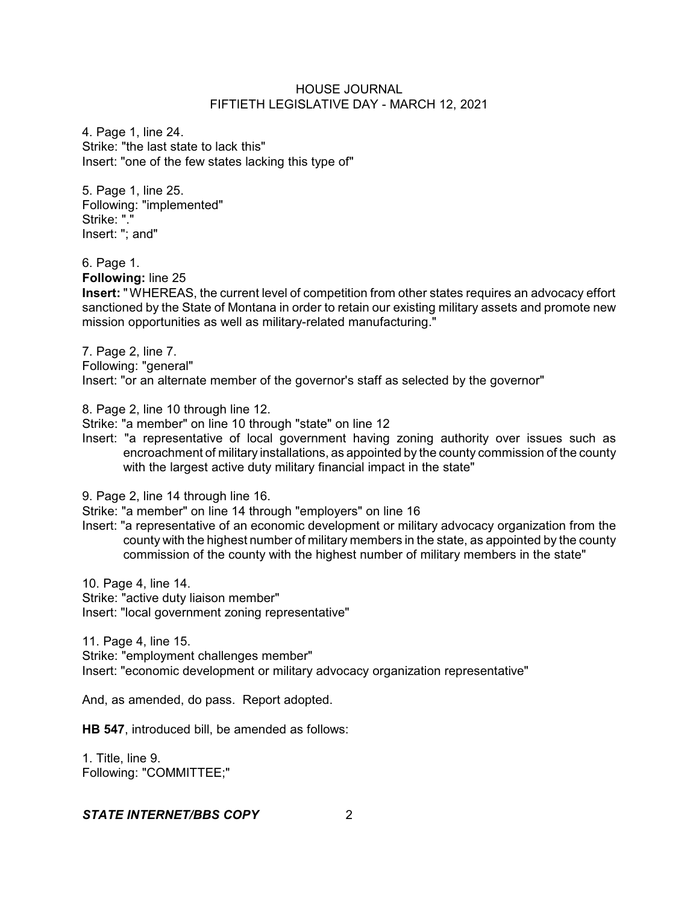4. Page 1, line 24.
Strike: "the last state to lack this"
Insert: "one of the few states lacking this type of"

5. Page 1, line 25.
Following: "implemented"
Strike: "."
Insert: "; and"

6. Page 1.
**Following:** line 25
**Insert:** "WHEREAS, the current level of competition from other states requires an advocacy effort sanctioned by the State of Montana in order to retain our existing military assets and promote new mission opportunities as well as military-related manufacturing."

7. Page 2, line 7.
Following: "general"
Insert: "or an alternate member of the governor's staff as selected by the governor"

8. Page 2, line 10 through line 12.
Strike: "a member" on line 10 through "state" on line 12
Insert: "a representative of local government having zoning authority over issues such as encroachment of military installations, as appointed by the county commission of the county with the largest active duty military financial impact in the state"

9. Page 2, line 14 through line 16.
Strike: "a member" on line 14 through "employers" on line 16
Insert: "a representative of an economic development or military advocacy organization from the county with the highest number of military members in the state, as appointed by the county commission of the county with the highest number of military members in the state"

10. Page 4, line 14.
Strike: "active duty liaison member"
Insert: "local government zoning representative"

11. Page 4, line 15.
Strike: "employment challenges member"
Insert: "economic development or military advocacy organization representative"

And, as amended, do pass. Report adopted.

**HB 547**, introduced bill, be amended as follows:

1. Title, line 9.
Following: "COMMITTEE;"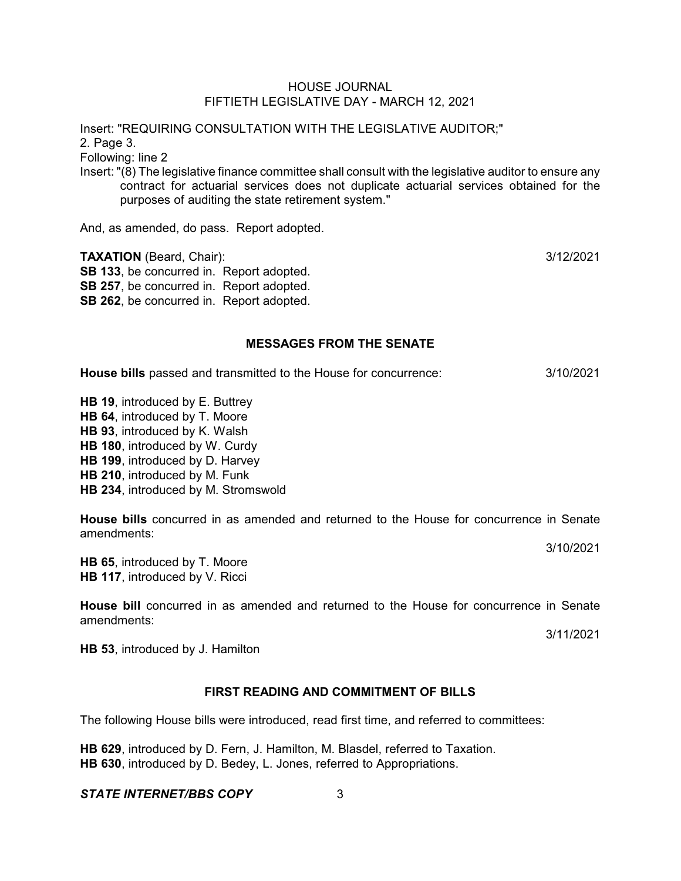Insert: "REQUIRING CONSULTATION WITH THE LEGISLATIVE AUDITOR;"
2. Page 3.
Following: line 2
Insert: "(8) The legislative finance committee shall consult with the legislative auditor to ensure any contract for actuarial services does not duplicate actuarial services obtained for the purposes of auditing the state retirement system."

And, as amended, do pass. Report adopted.

**TAXATION** (Beard, Chair): 3/12/2021

**SB 133**, be concurred in. Report adopted.
**SB 257**, be concurred in. Report adopted.
**SB 262**, be concurred in. Report adopted.

## MESSAGES FROM THE SENATE

**House bills** passed and transmitted to the House for concurrence: 3/10/2021

**HB 19**, introduced by E. Buttrey
**HB 64**, introduced by T. Moore
**HB 93**, introduced by K. Walsh
**HB 180**, introduced by W. Curdy
**HB 199**, introduced by D. Harvey
**HB 210**, introduced by M. Funk
**HB 234**, introduced by M. Stromswold

**House bills** concurred in as amended and returned to the House for concurrence in Senate amendments:

3/10/2021

**HB 65**, introduced by T. Moore
**HB 117**, introduced by V. Ricci

**House bill** concurred in as amended and returned to the House for concurrence in Senate amendments:

3/11/2021

**HB 53**, introduced by J. Hamilton

## FIRST READING AND COMMITMENT OF BILLS

The following House bills were introduced, read first time, and referred to committees:

**HB 629**, introduced by D. Fern, J. Hamilton, M. Blasdel, referred to Taxation.
**HB 630**, introduced by D. Bedey, L. Jones, referred to Appropriations.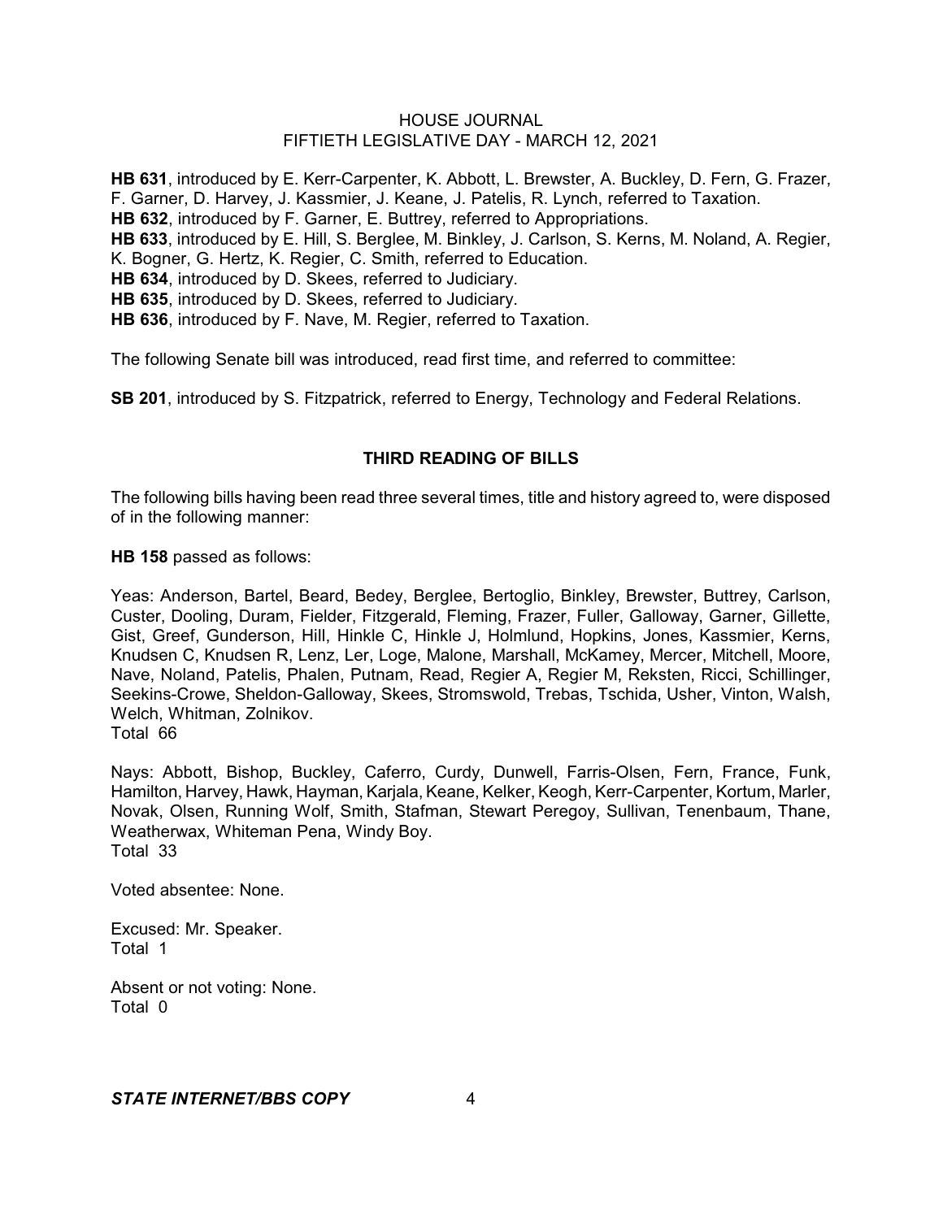**HB 631**, introduced by E. Kerr-Carpenter, K. Abbott, L. Brewster, A. Buckley, D. Fern, G. Frazer, F. Garner, D. Harvey, J. Kassmier, J. Keane, J. Patelis, R. Lynch, referred to Taxation.
**HB 632**, introduced by F. Garner, E. Buttrey, referred to Appropriations.
**HB 633**, introduced by E. Hill, S. Berglee, M. Binkley, J. Carlson, S. Kerns, M. Noland, A. Regier, K. Bogner, G. Hertz, K. Regier, C. Smith, referred to Education.
**HB 634**, introduced by D. Skees, referred to Judiciary.
**HB 635**, introduced by D. Skees, referred to Judiciary.
**HB 636**, introduced by F. Nave, M. Regier, referred to Taxation.

The following Senate bill was introduced, read first time, and referred to committee:

**SB 201**, introduced by S. Fitzpatrick, referred to Energy, Technology and Federal Relations.

## THIRD READING OF BILLS

The following bills having been read three several times, title and history agreed to, were disposed of in the following manner:

**HB 158** passed as follows:

Yeas: Anderson, Bartel, Beard, Bedey, Berglee, Bertoglio, Binkley, Brewster, Buttrey, Carlson, Custer, Dooling, Duram, Fielder, Fitzgerald, Fleming, Frazer, Fuller, Galloway, Garner, Gillette, Gist, Greef, Gunderson, Hill, Hinkle C, Hinkle J, Holmlund, Hopkins, Jones, Kassmier, Kerns, Knudsen C, Knudsen R, Lenz, Ler, Loge, Malone, Marshall, McKamey, Mercer, Mitchell, Moore, Nave, Noland, Patelis, Phalen, Putnam, Read, Regier A, Regier M, Reksten, Ricci, Schillinger, Seekins-Crowe, Sheldon-Galloway, Skees, Stromswold, Trebas, Tschida, Usher, Vinton, Walsh, Welch, Whitman, Zolnikov.
Total 66

Nays: Abbott, Bishop, Buckley, Caferro, Curdy, Dunwell, Farris-Olsen, Fern, France, Funk, Hamilton, Harvey, Hawk, Hayman, Karjala, Keane, Kelker, Keogh, Kerr-Carpenter, Kortum, Marler, Novak, Olsen, Running Wolf, Smith, Stafman, Stewart Peregoy, Sullivan, Tenenbaum, Thane, Weatherwax, Whiteman Pena, Windy Boy.
Total 33

Voted absentee: None.

Excused: Mr. Speaker.
Total 1

Absent or not voting: None.
Total 0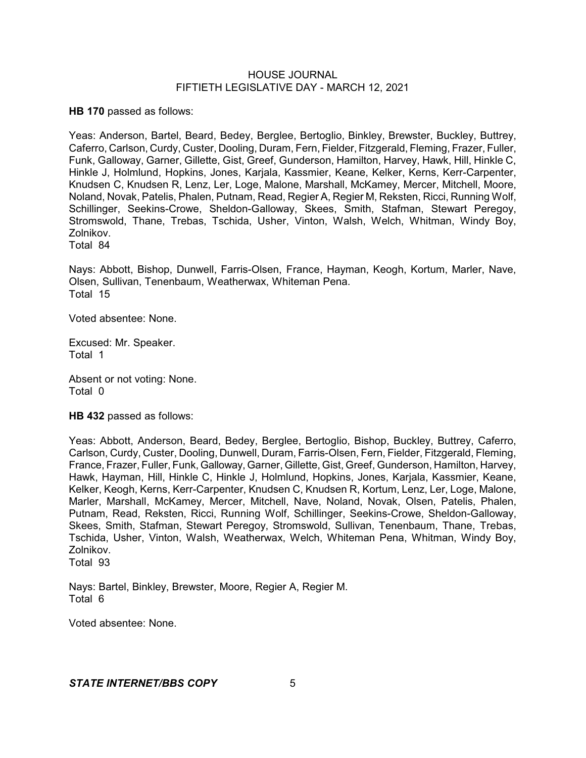**HB 170** passed as follows:

Yeas: Anderson, Bartel, Beard, Bedey, Berglee, Bertoglio, Binkley, Brewster, Buckley, Buttrey, Caferro, Carlson, Curdy, Custer, Dooling, Duram, Fern, Fielder, Fitzgerald, Fleming, Frazer, Fuller, Funk, Galloway, Garner, Gillette, Gist, Greef, Gunderson, Hamilton, Harvey, Hawk, Hill, Hinkle C, Hinkle J, Holmlund, Hopkins, Jones, Karjala, Kassmier, Keane, Kelker, Kerns, Kerr-Carpenter, Knudsen C, Knudsen R, Lenz, Ler, Loge, Malone, Marshall, McKamey, Mercer, Mitchell, Moore, Noland, Novak, Patelis, Phalen, Putnam, Read, Regier A, Regier M, Reksten, Ricci, Running Wolf, Schillinger, Seekins-Crowe, Sheldon-Galloway, Skees, Smith, Stafman, Stewart Peregoy, Stromswold, Thane, Trebas, Tschida, Usher, Vinton, Walsh, Welch, Whitman, Windy Boy, Zolnikov.
Total 84

Nays: Abbott, Bishop, Dunwell, Farris-Olsen, France, Hayman, Keogh, Kortum, Marler, Nave, Olsen, Sullivan, Tenenbaum, Weatherwax, Whiteman Pena.
Total 15

Voted absentee: None.

Excused: Mr. Speaker.
Total 1

Absent or not voting: None.
Total 0

**HB 432** passed as follows:

Yeas: Abbott, Anderson, Beard, Bedey, Berglee, Bertoglio, Bishop, Buckley, Buttrey, Caferro, Carlson, Curdy, Custer, Dooling, Dunwell, Duram, Farris-Olsen, Fern, Fielder, Fitzgerald, Fleming, France, Frazer, Fuller, Funk, Galloway, Garner, Gillette, Gist, Greef, Gunderson, Hamilton, Harvey, Hawk, Hayman, Hill, Hinkle C, Hinkle J, Holmlund, Hopkins, Jones, Karjala, Kassmier, Keane, Kelker, Keogh, Kerns, Kerr-Carpenter, Knudsen C, Knudsen R, Kortum, Lenz, Ler, Loge, Malone, Marler, Marshall, McKamey, Mercer, Mitchell, Nave, Noland, Novak, Olsen, Patelis, Phalen, Putnam, Read, Reksten, Ricci, Running Wolf, Schillinger, Seekins-Crowe, Sheldon-Galloway, Skees, Smith, Stafman, Stewart Peregoy, Stromswold, Sullivan, Tenenbaum, Thane, Trebas, Tschida, Usher, Vinton, Walsh, Weatherwax, Welch, Whiteman Pena, Whitman, Windy Boy, Zolnikov.
Total 93

Nays: Bartel, Binkley, Brewster, Moore, Regier A, Regier M.
Total 6

Voted absentee: None.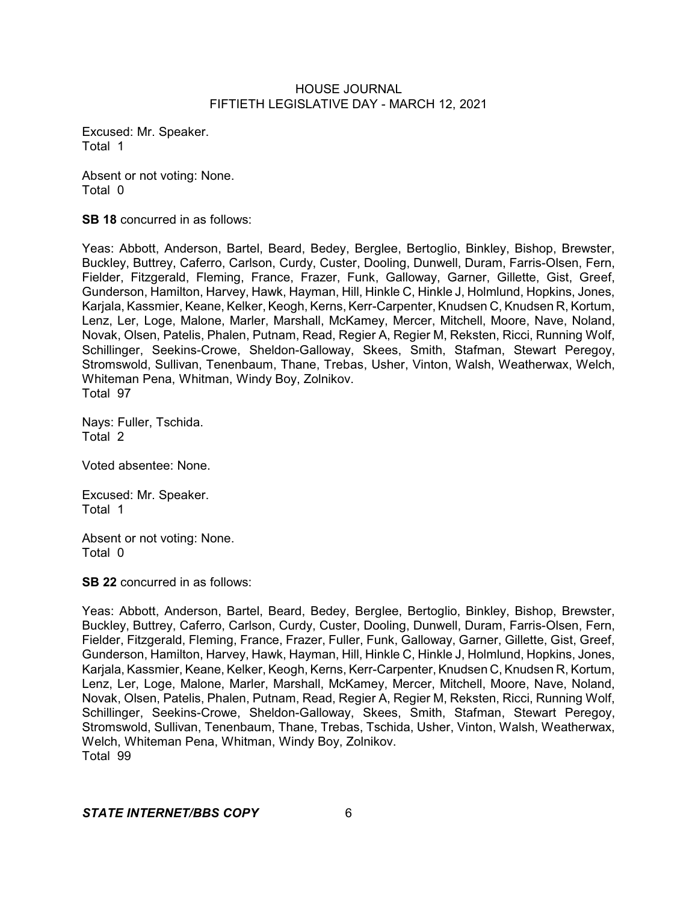Excused: Mr. Speaker.
Total 1

Absent or not voting: None.
Total 0

**SB 18** concurred in as follows:

Yeas: Abbott, Anderson, Bartel, Beard, Bedey, Berglee, Bertoglio, Binkley, Bishop, Brewster, Buckley, Buttrey, Caferro, Carlson, Curdy, Custer, Dooling, Dunwell, Duram, Farris-Olsen, Fern, Fielder, Fitzgerald, Fleming, France, Frazer, Funk, Galloway, Garner, Gillette, Gist, Greef, Gunderson, Hamilton, Harvey, Hawk, Hayman, Hill, Hinkle C, Hinkle J, Holmlund, Hopkins, Jones, Karjala, Kassmier, Keane, Kelker, Keogh, Kerns, Kerr-Carpenter, Knudsen C, Knudsen R, Kortum, Lenz, Ler, Loge, Malone, Marler, Marshall, McKamey, Mercer, Mitchell, Moore, Nave, Noland, Novak, Olsen, Patelis, Phalen, Putnam, Read, Regier A, Regier M, Reksten, Ricci, Running Wolf, Schillinger, Seekins-Crowe, Sheldon-Galloway, Skees, Smith, Stafman, Stewart Peregoy, Stromswold, Sullivan, Tenenbaum, Thane, Trebas, Usher, Vinton, Walsh, Weatherwax, Welch, Whiteman Pena, Whitman, Windy Boy, Zolnikov.
Total 97

Nays: Fuller, Tschida.
Total 2

Voted absentee: None.

Excused: Mr. Speaker.
Total 1

Absent or not voting: None.
Total 0

**SB 22** concurred in as follows:

Yeas: Abbott, Anderson, Bartel, Beard, Bedey, Berglee, Bertoglio, Binkley, Bishop, Brewster, Buckley, Buttrey, Caferro, Carlson, Curdy, Custer, Dooling, Dunwell, Duram, Farris-Olsen, Fern, Fielder, Fitzgerald, Fleming, France, Frazer, Fuller, Funk, Galloway, Garner, Gillette, Gist, Greef, Gunderson, Hamilton, Harvey, Hawk, Hayman, Hill, Hinkle C, Hinkle J, Holmlund, Hopkins, Jones, Karjala, Kassmier, Keane, Kelker, Keogh, Kerns, Kerr-Carpenter, Knudsen C, Knudsen R, Kortum, Lenz, Ler, Loge, Malone, Marler, Marshall, McKamey, Mercer, Mitchell, Moore, Nave, Noland, Novak, Olsen, Patelis, Phalen, Putnam, Read, Regier A, Regier M, Reksten, Ricci, Running Wolf, Schillinger, Seekins-Crowe, Sheldon-Galloway, Skees, Smith, Stafman, Stewart Peregoy, Stromswold, Sullivan, Tenenbaum, Thane, Trebas, Tschida, Usher, Vinton, Walsh, Weatherwax, Welch, Whiteman Pena, Whitman, Windy Boy, Zolnikov.
Total 99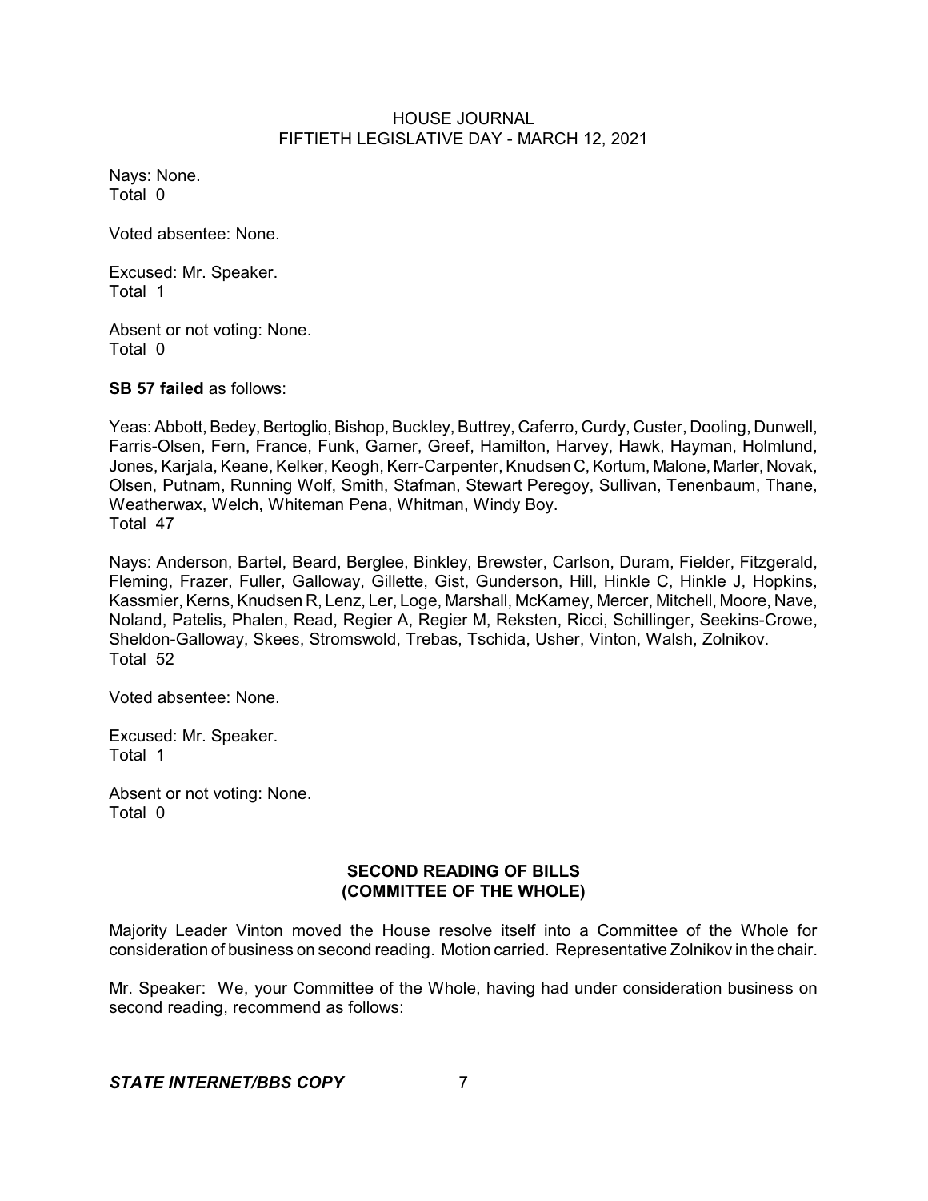Nays: None.
Total 0

Voted absentee: None.

Excused: Mr. Speaker.
Total 1

Absent or not voting: None.
Total 0

**SB 57 failed** as follows:

Yeas: Abbott, Bedey, Bertoglio, Bishop, Buckley, Buttrey, Caferro, Curdy, Custer, Dooling, Dunwell, Farris-Olsen, Fern, France, Funk, Garner, Greef, Hamilton, Harvey, Hawk, Hayman, Holmlund, Jones, Karjala, Keane, Kelker, Keogh, Kerr-Carpenter, Knudsen C, Kortum, Malone, Marler, Novak, Olsen, Putnam, Running Wolf, Smith, Stafman, Stewart Peregoy, Sullivan, Tenenbaum, Thane, Weatherwax, Welch, Whiteman Pena, Whitman, Windy Boy.
Total 47

Nays: Anderson, Bartel, Beard, Berglee, Binkley, Brewster, Carlson, Duram, Fielder, Fitzgerald, Fleming, Frazer, Fuller, Galloway, Gillette, Gist, Gunderson, Hill, Hinkle C, Hinkle J, Hopkins, Kassmier, Kerns, Knudsen R, Lenz, Ler, Loge, Marshall, McKamey, Mercer, Mitchell, Moore, Nave, Noland, Patelis, Phalen, Read, Regier A, Regier M, Reksten, Ricci, Schillinger, Seekins-Crowe, Sheldon-Galloway, Skees, Stromswold, Trebas, Tschida, Usher, Vinton, Walsh, Zolnikov.
Total 52

Voted absentee: None.

Excused: Mr. Speaker.
Total 1

Absent or not voting: None.
Total 0

## SECOND READING OF BILLS (COMMITTEE OF THE WHOLE)

Majority Leader Vinton moved the House resolve itself into a Committee of the Whole for consideration of business on second reading. Motion carried. Representative Zolnikov in the chair.

Mr. Speaker: We, your Committee of the Whole, having had under consideration business on second reading, recommend as follows: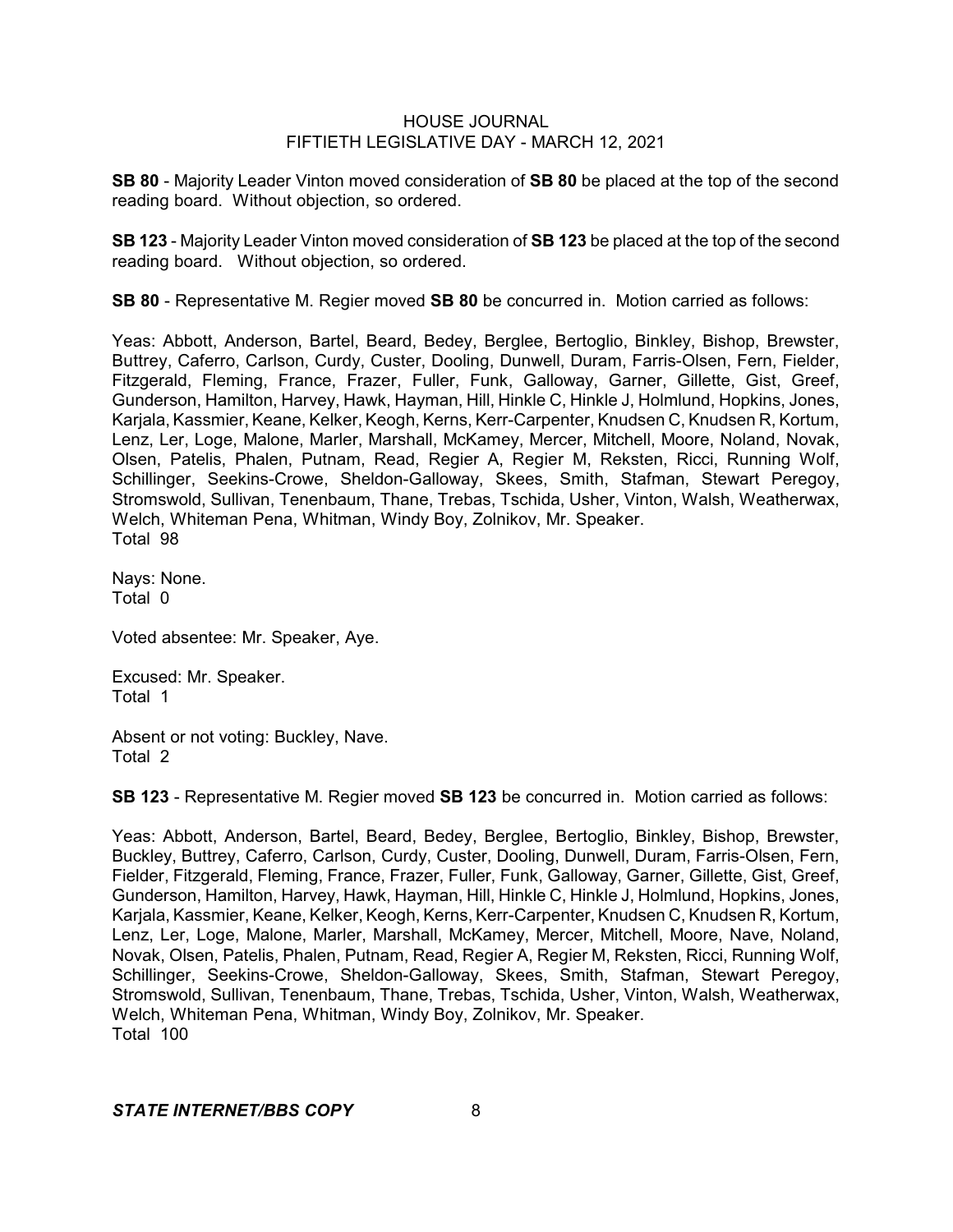**SB 80** - Majority Leader Vinton moved consideration of **SB 80** be placed at the top of the second reading board. Without objection, so ordered.

**SB 123** - Majority Leader Vinton moved consideration of **SB 123** be placed at the top of the second reading board. Without objection, so ordered.

**SB 80** - Representative M. Regier moved **SB 80** be concurred in. Motion carried as follows:

Yeas: Abbott, Anderson, Bartel, Beard, Bedey, Berglee, Bertoglio, Binkley, Bishop, Brewster, Buttrey, Caferro, Carlson, Curdy, Custer, Dooling, Dunwell, Duram, Farris-Olsen, Fern, Fielder, Fitzgerald, Fleming, France, Frazer, Fuller, Funk, Galloway, Garner, Gillette, Gist, Greef, Gunderson, Hamilton, Harvey, Hawk, Hayman, Hill, Hinkle C, Hinkle J, Holmlund, Hopkins, Jones, Karjala, Kassmier, Keane, Kelker, Keogh, Kerns, Kerr-Carpenter, Knudsen C, Knudsen R, Kortum, Lenz, Ler, Loge, Malone, Marler, Marshall, McKamey, Mercer, Mitchell, Moore, Noland, Novak, Olsen, Patelis, Phalen, Putnam, Read, Regier A, Regier M, Reksten, Ricci, Running Wolf, Schillinger, Seekins-Crowe, Sheldon-Galloway, Skees, Smith, Stafman, Stewart Peregoy, Stromswold, Sullivan, Tenenbaum, Thane, Trebas, Tschida, Usher, Vinton, Walsh, Weatherwax, Welch, Whiteman Pena, Whitman, Windy Boy, Zolnikov, Mr. Speaker.
Total 98

Nays: None.
Total 0

Voted absentee: Mr. Speaker, Aye.

Excused: Mr. Speaker.
Total 1

Absent or not voting: Buckley, Nave.
Total 2

**SB 123** - Representative M. Regier moved **SB 123** be concurred in. Motion carried as follows:

Yeas: Abbott, Anderson, Bartel, Beard, Bedey, Berglee, Bertoglio, Binkley, Bishop, Brewster, Buckley, Buttrey, Caferro, Carlson, Curdy, Custer, Dooling, Dunwell, Duram, Farris-Olsen, Fern, Fielder, Fitzgerald, Fleming, France, Frazer, Fuller, Funk, Galloway, Garner, Gillette, Gist, Greef, Gunderson, Hamilton, Harvey, Hawk, Hayman, Hill, Hinkle C, Hinkle J, Holmlund, Hopkins, Jones, Karjala, Kassmier, Keane, Kelker, Keogh, Kerns, Kerr-Carpenter, Knudsen C, Knudsen R, Kortum, Lenz, Ler, Loge, Malone, Marler, Marshall, McKamey, Mercer, Mitchell, Moore, Nave, Noland, Novak, Olsen, Patelis, Phalen, Putnam, Read, Regier A, Regier M, Reksten, Ricci, Running Wolf, Schillinger, Seekins-Crowe, Sheldon-Galloway, Skees, Smith, Stafman, Stewart Peregoy, Stromswold, Sullivan, Tenenbaum, Thane, Trebas, Tschida, Usher, Vinton, Walsh, Weatherwax, Welch, Whiteman Pena, Whitman, Windy Boy, Zolnikov, Mr. Speaker.
Total 100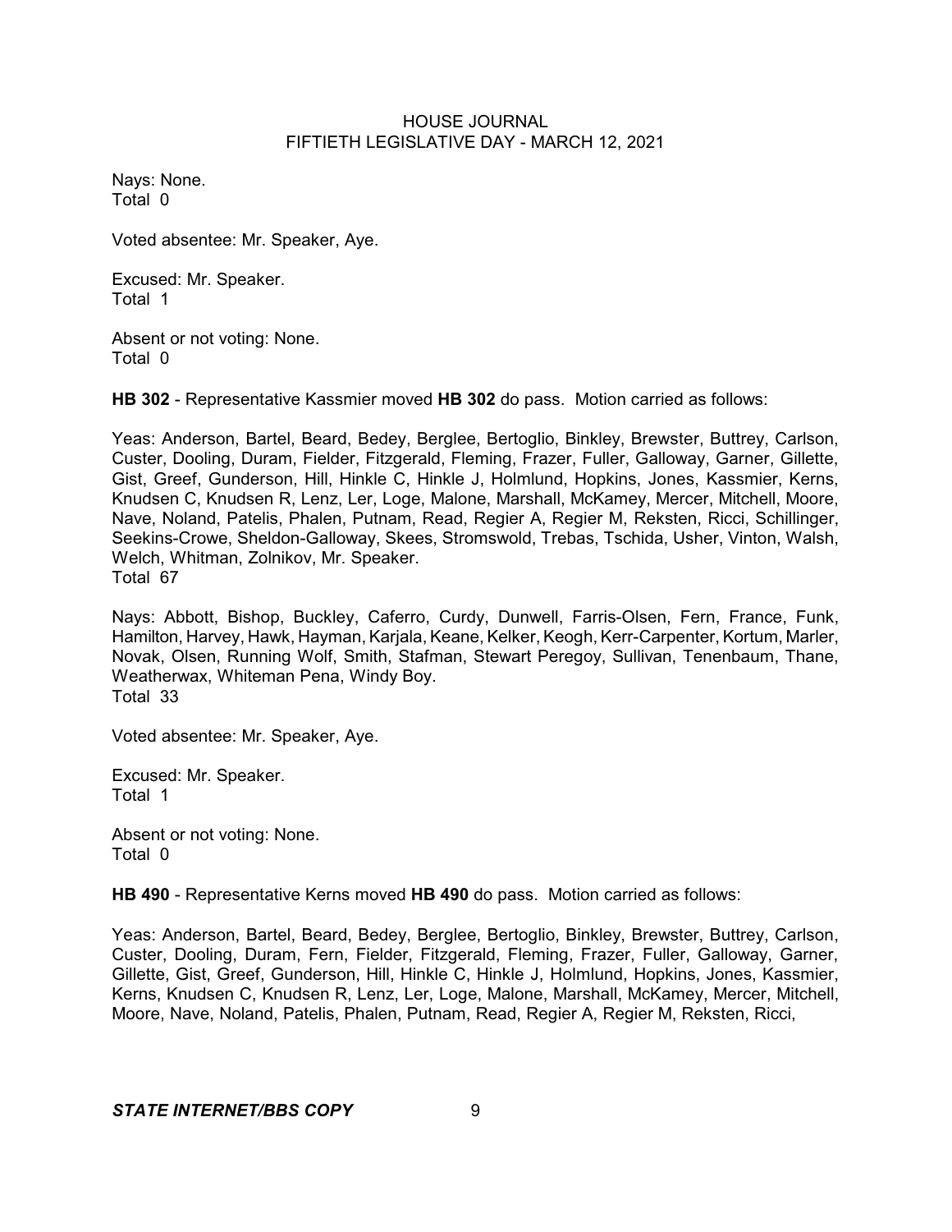Nays: None.
Total 0

Voted absentee: Mr. Speaker, Aye.

Excused: Mr. Speaker.
Total 1

Absent or not voting: None.
Total 0

**HB 302** - Representative Kassmier moved **HB 302** do pass. Motion carried as follows:

Yeas: Anderson, Bartel, Beard, Bedey, Berglee, Bertoglio, Binkley, Brewster, Buttrey, Carlson, Custer, Dooling, Duram, Fielder, Fitzgerald, Fleming, Frazer, Fuller, Galloway, Garner, Gillette, Gist, Greef, Gunderson, Hill, Hinkle C, Hinkle J, Holmlund, Hopkins, Jones, Kassmier, Kerns, Knudsen C, Knudsen R, Lenz, Ler, Loge, Malone, Marshall, McKamey, Mercer, Mitchell, Moore, Nave, Noland, Patelis, Phalen, Putnam, Read, Regier A, Regier M, Reksten, Ricci, Schillinger, Seekins-Crowe, Sheldon-Galloway, Skees, Stromswold, Trebas, Tschida, Usher, Vinton, Walsh, Welch, Whitman, Zolnikov, Mr. Speaker.
Total 67

Nays: Abbott, Bishop, Buckley, Caferro, Curdy, Dunwell, Farris-Olsen, Fern, France, Funk, Hamilton, Harvey, Hawk, Hayman, Karjala, Keane, Kelker, Keogh, Kerr-Carpenter, Kortum, Marler, Novak, Olsen, Running Wolf, Smith, Stafman, Stewart Peregoy, Sullivan, Tenenbaum, Thane, Weatherwax, Whiteman Pena, Windy Boy.
Total 33

Voted absentee: Mr. Speaker, Aye.

Excused: Mr. Speaker.
Total 1

Absent or not voting: None.
Total 0

**HB 490** - Representative Kerns moved **HB 490** do pass. Motion carried as follows:

Yeas: Anderson, Bartel, Beard, Bedey, Berglee, Bertoglio, Binkley, Brewster, Buttrey, Carlson, Custer, Dooling, Duram, Fern, Fielder, Fitzgerald, Fleming, Frazer, Fuller, Galloway, Garner, Gillette, Gist, Greef, Gunderson, Hill, Hinkle C, Hinkle J, Holmlund, Hopkins, Jones, Kassmier, Kerns, Knudsen C, Knudsen R, Lenz, Ler, Loge, Malone, Marshall, McKamey, Mercer, Mitchell, Moore, Nave, Noland, Patelis, Phalen, Putnam, Read, Regier A, Regier M, Reksten, Ricci,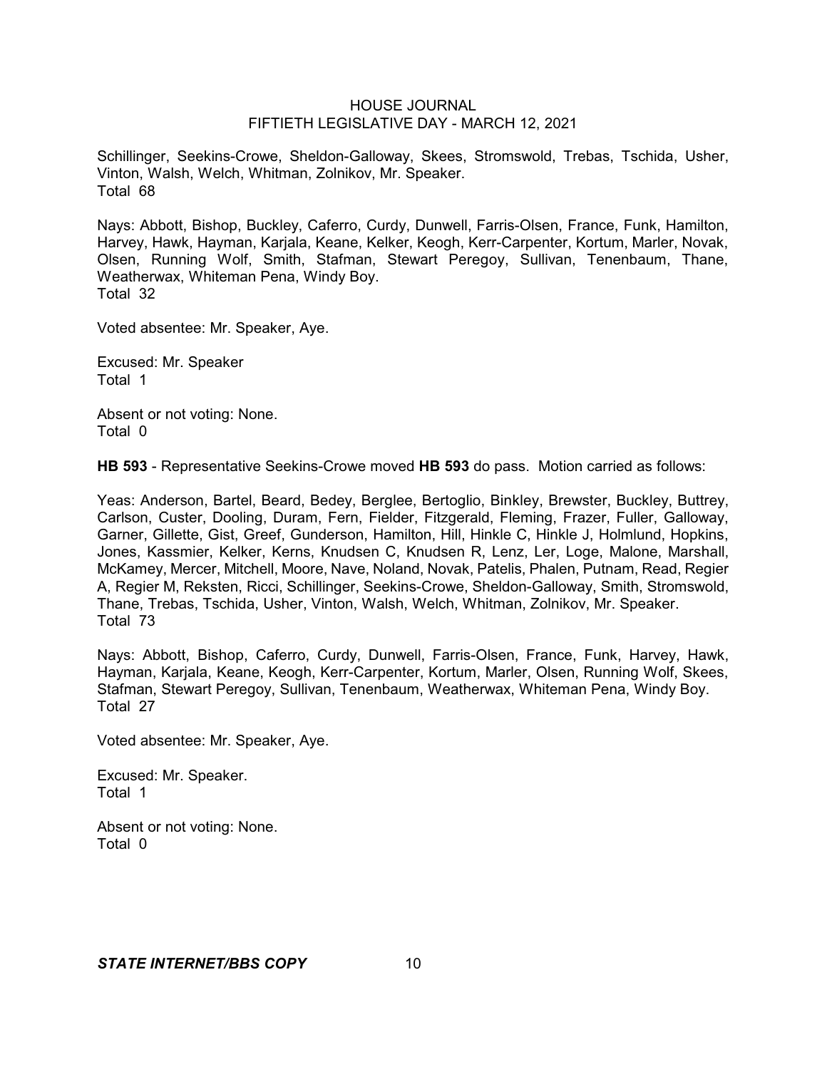Schillinger, Seekins-Crowe, Sheldon-Galloway, Skees, Stromswold, Trebas, Tschida, Usher, Vinton, Walsh, Welch, Whitman, Zolnikov, Mr. Speaker.
Total 68

Nays: Abbott, Bishop, Buckley, Caferro, Curdy, Dunwell, Farris-Olsen, France, Funk, Hamilton, Harvey, Hawk, Hayman, Karjala, Keane, Kelker, Keogh, Kerr-Carpenter, Kortum, Marler, Novak, Olsen, Running Wolf, Smith, Stafman, Stewart Peregoy, Sullivan, Tenenbaum, Thane, Weatherwax, Whiteman Pena, Windy Boy.
Total 32

Voted absentee: Mr. Speaker, Aye.

Excused: Mr. Speaker
Total 1

Absent or not voting: None.
Total 0

**HB 593** - Representative Seekins-Crowe moved **HB 593** do pass. Motion carried as follows:

Yeas: Anderson, Bartel, Beard, Bedey, Berglee, Bertoglio, Binkley, Brewster, Buckley, Buttrey, Carlson, Custer, Dooling, Duram, Fern, Fielder, Fitzgerald, Fleming, Frazer, Fuller, Galloway, Garner, Gillette, Gist, Greef, Gunderson, Hamilton, Hill, Hinkle C, Hinkle J, Holmlund, Hopkins, Jones, Kassmier, Kelker, Kerns, Knudsen C, Knudsen R, Lenz, Ler, Loge, Malone, Marshall, McKamey, Mercer, Mitchell, Moore, Nave, Noland, Novak, Patelis, Phalen, Putnam, Read, Regier A, Regier M, Reksten, Ricci, Schillinger, Seekins-Crowe, Sheldon-Galloway, Smith, Stromswold, Thane, Trebas, Tschida, Usher, Vinton, Walsh, Welch, Whitman, Zolnikov, Mr. Speaker.
Total 73

Nays: Abbott, Bishop, Caferro, Curdy, Dunwell, Farris-Olsen, France, Funk, Harvey, Hawk, Hayman, Karjala, Keane, Keogh, Kerr-Carpenter, Kortum, Marler, Olsen, Running Wolf, Skees, Stafman, Stewart Peregoy, Sullivan, Tenenbaum, Weatherwax, Whiteman Pena, Windy Boy.
Total 27

Voted absentee: Mr. Speaker, Aye.

Excused: Mr. Speaker.
Total 1

Absent or not voting: None.
Total 0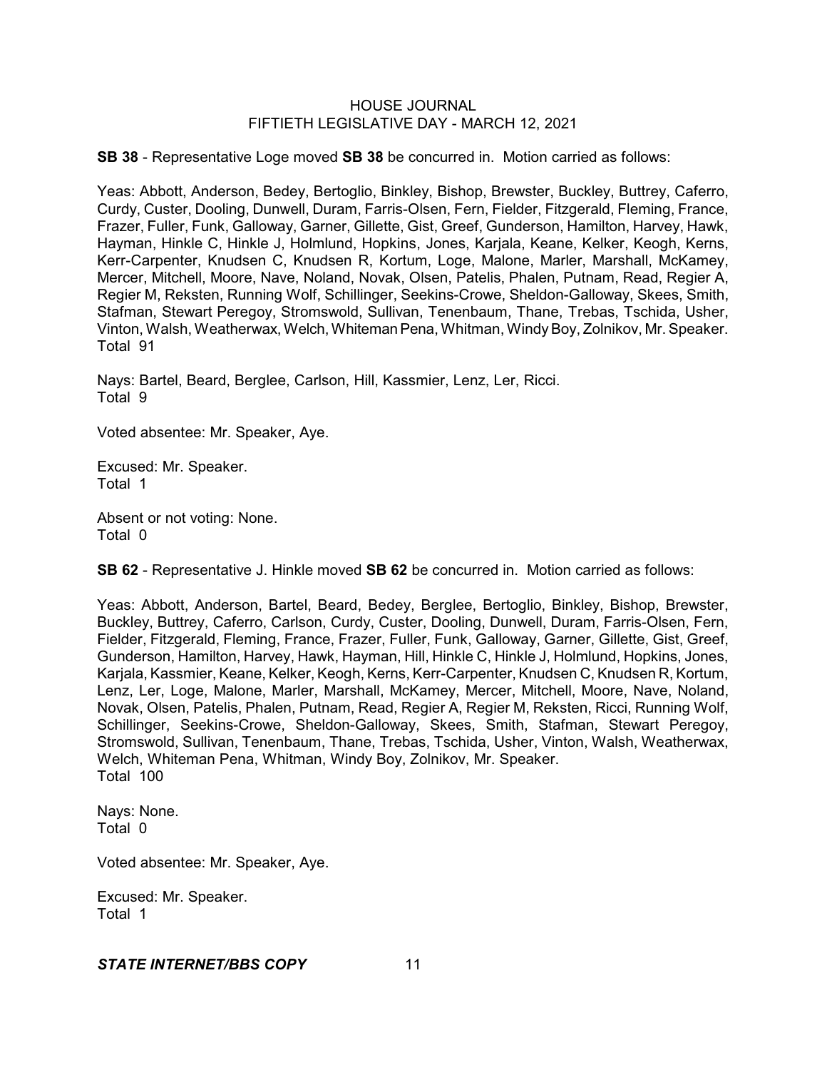**SB 38** - Representative Loge moved **SB 38** be concurred in. Motion carried as follows:

Yeas: Abbott, Anderson, Bedey, Bertoglio, Binkley, Bishop, Brewster, Buckley, Buttrey, Caferro, Curdy, Custer, Dooling, Dunwell, Duram, Farris-Olsen, Fern, Fielder, Fitzgerald, Fleming, France, Frazer, Fuller, Funk, Galloway, Garner, Gillette, Gist, Greef, Gunderson, Hamilton, Harvey, Hawk, Hayman, Hinkle C, Hinkle J, Holmlund, Hopkins, Jones, Karjala, Keane, Kelker, Keogh, Kerns, Kerr-Carpenter, Knudsen C, Knudsen R, Kortum, Loge, Malone, Marler, Marshall, McKamey, Mercer, Mitchell, Moore, Nave, Noland, Novak, Olsen, Patelis, Phalen, Putnam, Read, Regier A, Regier M, Reksten, Running Wolf, Schillinger, Seekins-Crowe, Sheldon-Galloway, Skees, Smith, Stafman, Stewart Peregoy, Stromswold, Sullivan, Tenenbaum, Thane, Trebas, Tschida, Usher, Vinton, Walsh, Weatherwax, Welch, Whiteman Pena, Whitman, Windy Boy, Zolnikov, Mr. Speaker.
Total 91

Nays: Bartel, Beard, Berglee, Carlson, Hill, Kassmier, Lenz, Ler, Ricci.
Total 9

Voted absentee: Mr. Speaker, Aye.

Excused: Mr. Speaker.
Total 1

Absent or not voting: None.
Total 0

**SB 62** - Representative J. Hinkle moved **SB 62** be concurred in. Motion carried as follows:

Yeas: Abbott, Anderson, Bartel, Beard, Bedey, Berglee, Bertoglio, Binkley, Bishop, Brewster, Buckley, Buttrey, Caferro, Carlson, Curdy, Custer, Dooling, Dunwell, Duram, Farris-Olsen, Fern, Fielder, Fitzgerald, Fleming, France, Frazer, Fuller, Funk, Galloway, Garner, Gillette, Gist, Greef, Gunderson, Hamilton, Harvey, Hawk, Hayman, Hill, Hinkle C, Hinkle J, Holmlund, Hopkins, Jones, Karjala, Kassmier, Keane, Kelker, Keogh, Kerns, Kerr-Carpenter, Knudsen C, Knudsen R, Kortum, Lenz, Ler, Loge, Malone, Marler, Marshall, McKamey, Mercer, Mitchell, Moore, Nave, Noland, Novak, Olsen, Patelis, Phalen, Putnam, Read, Regier A, Regier M, Reksten, Ricci, Running Wolf, Schillinger, Seekins-Crowe, Sheldon-Galloway, Skees, Smith, Stafman, Stewart Peregoy, Stromswold, Sullivan, Tenenbaum, Thane, Trebas, Tschida, Usher, Vinton, Walsh, Weatherwax, Welch, Whiteman Pena, Whitman, Windy Boy, Zolnikov, Mr. Speaker.
Total 100

Nays: None.
Total 0

Voted absentee: Mr. Speaker, Aye.

Excused: Mr. Speaker.
Total 1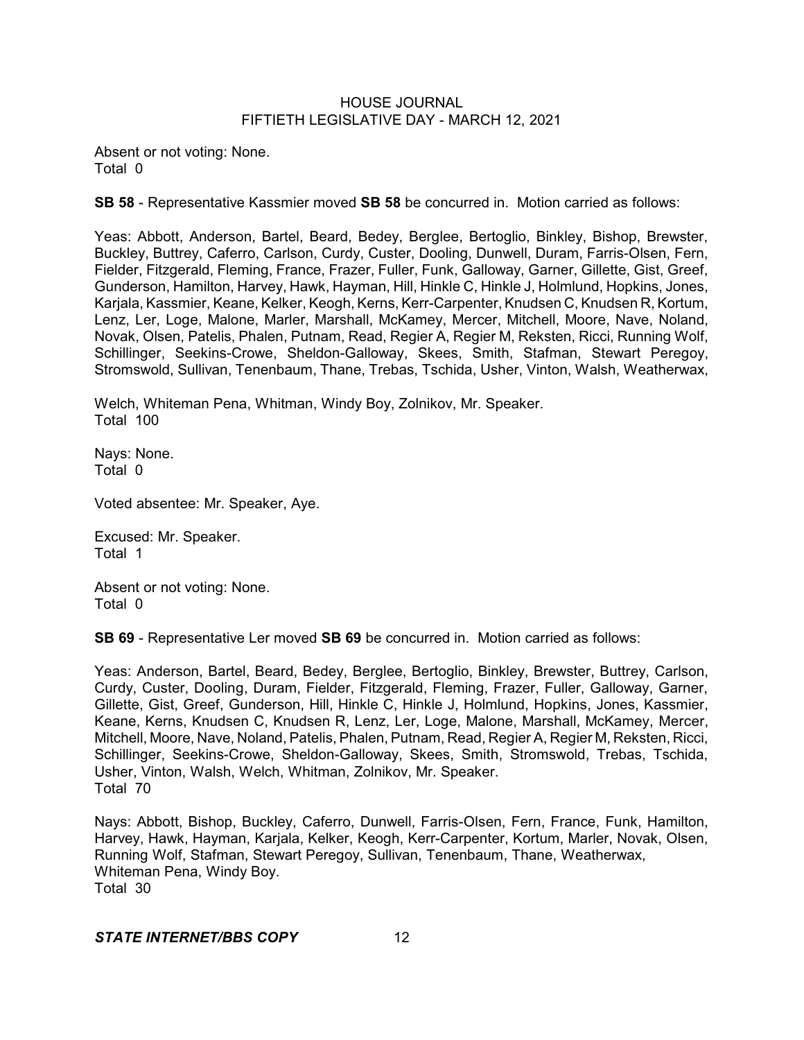Absent or not voting: None.
Total 0

**SB 58** - Representative Kassmier moved **SB 58** be concurred in. Motion carried as follows:

Yeas: Abbott, Anderson, Bartel, Beard, Bedey, Berglee, Bertoglio, Binkley, Bishop, Brewster, Buckley, Buttrey, Caferro, Carlson, Curdy, Custer, Dooling, Dunwell, Duram, Farris-Olsen, Fern, Fielder, Fitzgerald, Fleming, France, Frazer, Fuller, Funk, Galloway, Garner, Gillette, Gist, Greef, Gunderson, Hamilton, Harvey, Hawk, Hayman, Hill, Hinkle C, Hinkle J, Holmlund, Hopkins, Jones, Karjala, Kassmier, Keane, Kelker, Keogh, Kerns, Kerr-Carpenter, Knudsen C, Knudsen R, Kortum, Lenz, Ler, Loge, Malone, Marler, Marshall, McKamey, Mercer, Mitchell, Moore, Nave, Noland, Novak, Olsen, Patelis, Phalen, Putnam, Read, Regier A, Regier M, Reksten, Ricci, Running Wolf, Schillinger, Seekins-Crowe, Sheldon-Galloway, Skees, Smith, Stafman, Stewart Peregoy, Stromswold, Sullivan, Tenenbaum, Thane, Trebas, Tschida, Usher, Vinton, Walsh, Weatherwax, Welch, Whiteman Pena, Whitman, Windy Boy, Zolnikov, Mr. Speaker.
Total 100

Nays: None.
Total 0

Voted absentee: Mr. Speaker, Aye.

Excused: Mr. Speaker.
Total 1

Absent or not voting: None.
Total 0

**SB 69** - Representative Ler moved **SB 69** be concurred in. Motion carried as follows:

Yeas: Anderson, Bartel, Beard, Bedey, Berglee, Bertoglio, Binkley, Brewster, Buttrey, Carlson, Curdy, Custer, Dooling, Duram, Fielder, Fitzgerald, Fleming, Frazer, Fuller, Galloway, Garner, Gillette, Gist, Greef, Gunderson, Hill, Hinkle C, Hinkle J, Holmlund, Hopkins, Jones, Kassmier, Keane, Kerns, Knudsen C, Knudsen R, Lenz, Ler, Loge, Malone, Marshall, McKamey, Mercer, Mitchell, Moore, Nave, Noland, Patelis, Phalen, Putnam, Read, Regier A, Regier M, Reksten, Ricci, Schillinger, Seekins-Crowe, Sheldon-Galloway, Skees, Smith, Stromswold, Trebas, Tschida, Usher, Vinton, Walsh, Welch, Whitman, Zolnikov, Mr. Speaker.
Total 70

Nays: Abbott, Bishop, Buckley, Caferro, Dunwell, Farris-Olsen, Fern, France, Funk, Hamilton, Harvey, Hawk, Hayman, Karjala, Kelker, Keogh, Kerr-Carpenter, Kortum, Marler, Novak, Olsen, Running Wolf, Stafman, Stewart Peregoy, Sullivan, Tenenbaum, Thane, Weatherwax, Whiteman Pena, Windy Boy.
Total 30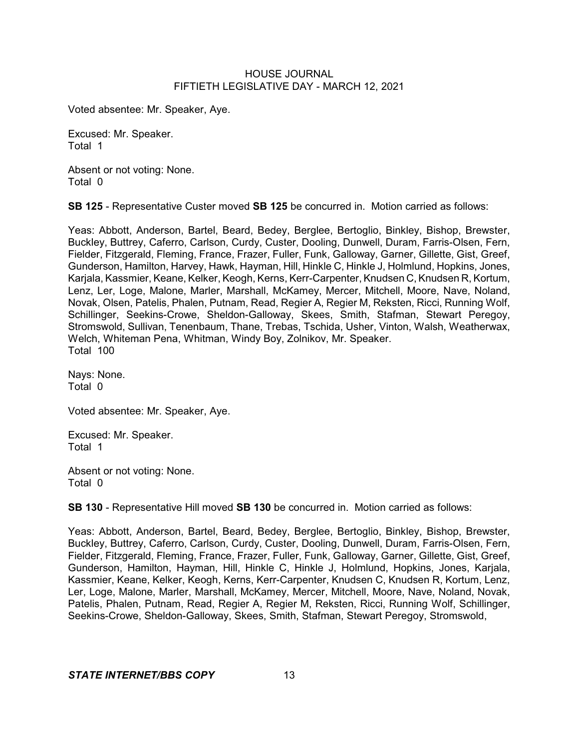Voted absentee: Mr. Speaker, Aye.

Excused: Mr. Speaker.
Total 1

Absent or not voting: None.
Total 0

**SB 125** - Representative Custer moved **SB 125** be concurred in. Motion carried as follows:

Yeas: Abbott, Anderson, Bartel, Beard, Bedey, Berglee, Bertoglio, Binkley, Bishop, Brewster, Buckley, Buttrey, Caferro, Carlson, Curdy, Custer, Dooling, Dunwell, Duram, Farris-Olsen, Fern, Fielder, Fitzgerald, Fleming, France, Frazer, Fuller, Funk, Galloway, Garner, Gillette, Gist, Greef, Gunderson, Hamilton, Harvey, Hawk, Hayman, Hill, Hinkle C, Hinkle J, Holmlund, Hopkins, Jones, Karjala, Kassmier, Keane, Kelker, Keogh, Kerns, Kerr-Carpenter, Knudsen C, Knudsen R, Kortum, Lenz, Ler, Loge, Malone, Marler, Marshall, McKamey, Mercer, Mitchell, Moore, Nave, Noland, Novak, Olsen, Patelis, Phalen, Putnam, Read, Regier A, Regier M, Reksten, Ricci, Running Wolf, Schillinger, Seekins-Crowe, Sheldon-Galloway, Skees, Smith, Stafman, Stewart Peregoy, Stromswold, Sullivan, Tenenbaum, Thane, Trebas, Tschida, Usher, Vinton, Walsh, Weatherwax, Welch, Whiteman Pena, Whitman, Windy Boy, Zolnikov, Mr. Speaker.
Total 100

Nays: None.
Total 0

Voted absentee: Mr. Speaker, Aye.

Excused: Mr. Speaker.
Total 1

Absent or not voting: None.
Total 0

**SB 130** - Representative Hill moved **SB 130** be concurred in. Motion carried as follows:

Yeas: Abbott, Anderson, Bartel, Beard, Bedey, Berglee, Bertoglio, Binkley, Bishop, Brewster, Buckley, Buttrey, Caferro, Carlson, Curdy, Custer, Dooling, Dunwell, Duram, Farris-Olsen, Fern, Fielder, Fitzgerald, Fleming, France, Frazer, Fuller, Funk, Galloway, Garner, Gillette, Gist, Greef, Gunderson, Hamilton, Hayman, Hill, Hinkle C, Hinkle J, Holmlund, Hopkins, Jones, Karjala, Kassmier, Keane, Kelker, Keogh, Kerns, Kerr-Carpenter, Knudsen C, Knudsen R, Kortum, Lenz, Ler, Loge, Malone, Marler, Marshall, McKamey, Mercer, Mitchell, Moore, Nave, Noland, Novak, Patelis, Phalen, Putnam, Read, Regier A, Regier M, Reksten, Ricci, Running Wolf, Schillinger, Seekins-Crowe, Sheldon-Galloway, Skees, Smith, Stafman, Stewart Peregoy, Stromswold,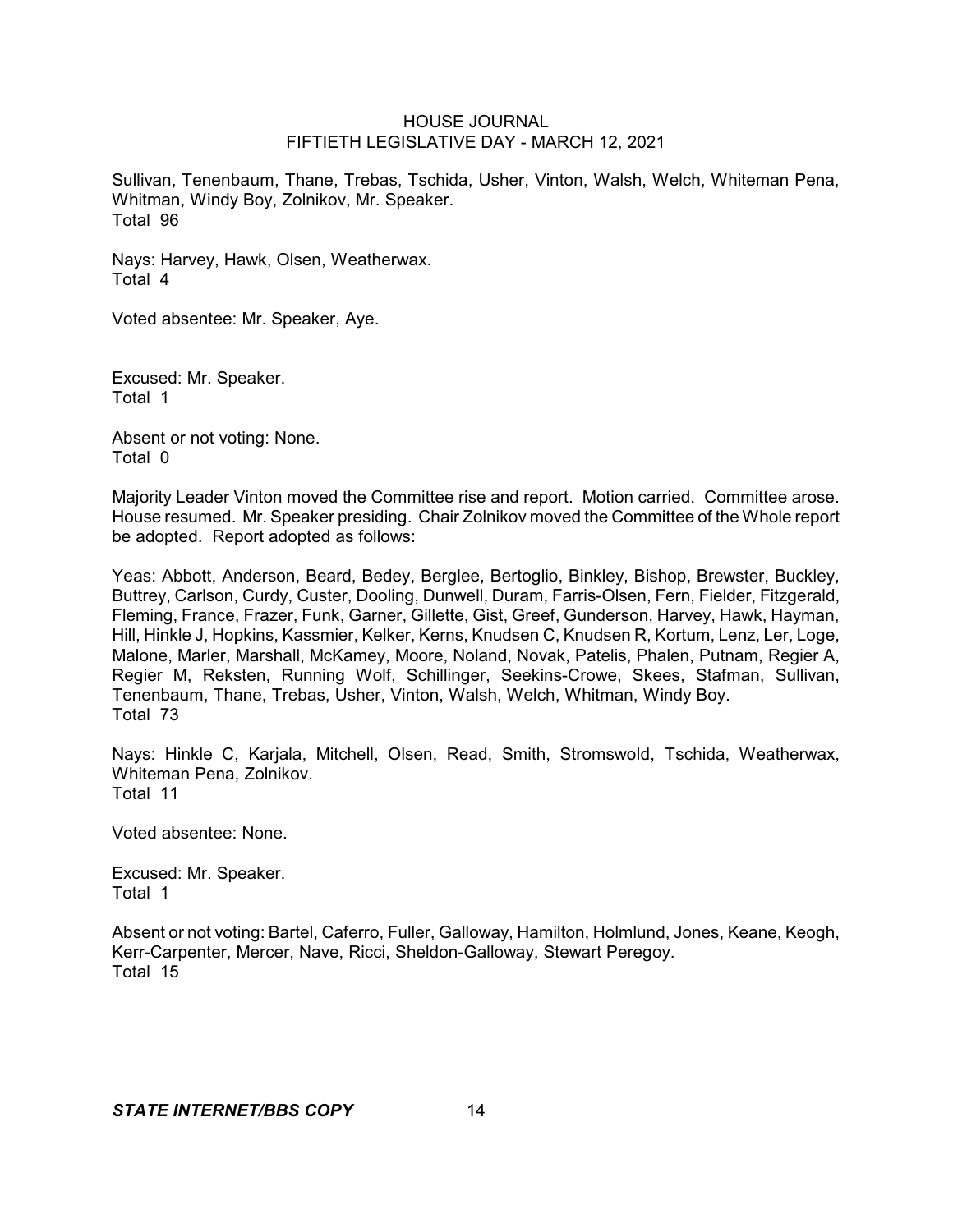Sullivan, Tenenbaum, Thane, Trebas, Tschida, Usher, Vinton, Walsh, Welch, Whiteman Pena, Whitman, Windy Boy, Zolnikov, Mr. Speaker.
Total 96

Nays: Harvey, Hawk, Olsen, Weatherwax.
Total 4

Voted absentee: Mr. Speaker, Aye.

Excused: Mr. Speaker.
Total 1

Absent or not voting: None.
Total 0

Majority Leader Vinton moved the Committee rise and report. Motion carried. Committee arose. House resumed. Mr. Speaker presiding. Chair Zolnikov moved the Committee of the Whole report be adopted. Report adopted as follows:

Yeas: Abbott, Anderson, Beard, Bedey, Berglee, Bertoglio, Binkley, Bishop, Brewster, Buckley, Buttrey, Carlson, Curdy, Custer, Dooling, Dunwell, Duram, Farris-Olsen, Fern, Fielder, Fitzgerald, Fleming, France, Frazer, Funk, Garner, Gillette, Gist, Greef, Gunderson, Harvey, Hawk, Hayman, Hill, Hinkle J, Hopkins, Kassmier, Kelker, Kerns, Knudsen C, Knudsen R, Kortum, Lenz, Ler, Loge, Malone, Marler, Marshall, McKamey, Moore, Noland, Novak, Patelis, Phalen, Putnam, Regier A, Regier M, Reksten, Running Wolf, Schillinger, Seekins-Crowe, Skees, Stafman, Sullivan, Tenenbaum, Thane, Trebas, Usher, Vinton, Walsh, Welch, Whitman, Windy Boy.
Total 73

Nays: Hinkle C, Karjala, Mitchell, Olsen, Read, Smith, Stromswold, Tschida, Weatherwax, Whiteman Pena, Zolnikov.
Total 11

Voted absentee: None.

Excused: Mr. Speaker.
Total 1

Absent or not voting: Bartel, Caferro, Fuller, Galloway, Hamilton, Holmlund, Jones, Keane, Keogh, Kerr-Carpenter, Mercer, Nave, Ricci, Sheldon-Galloway, Stewart Peregoy.
Total 15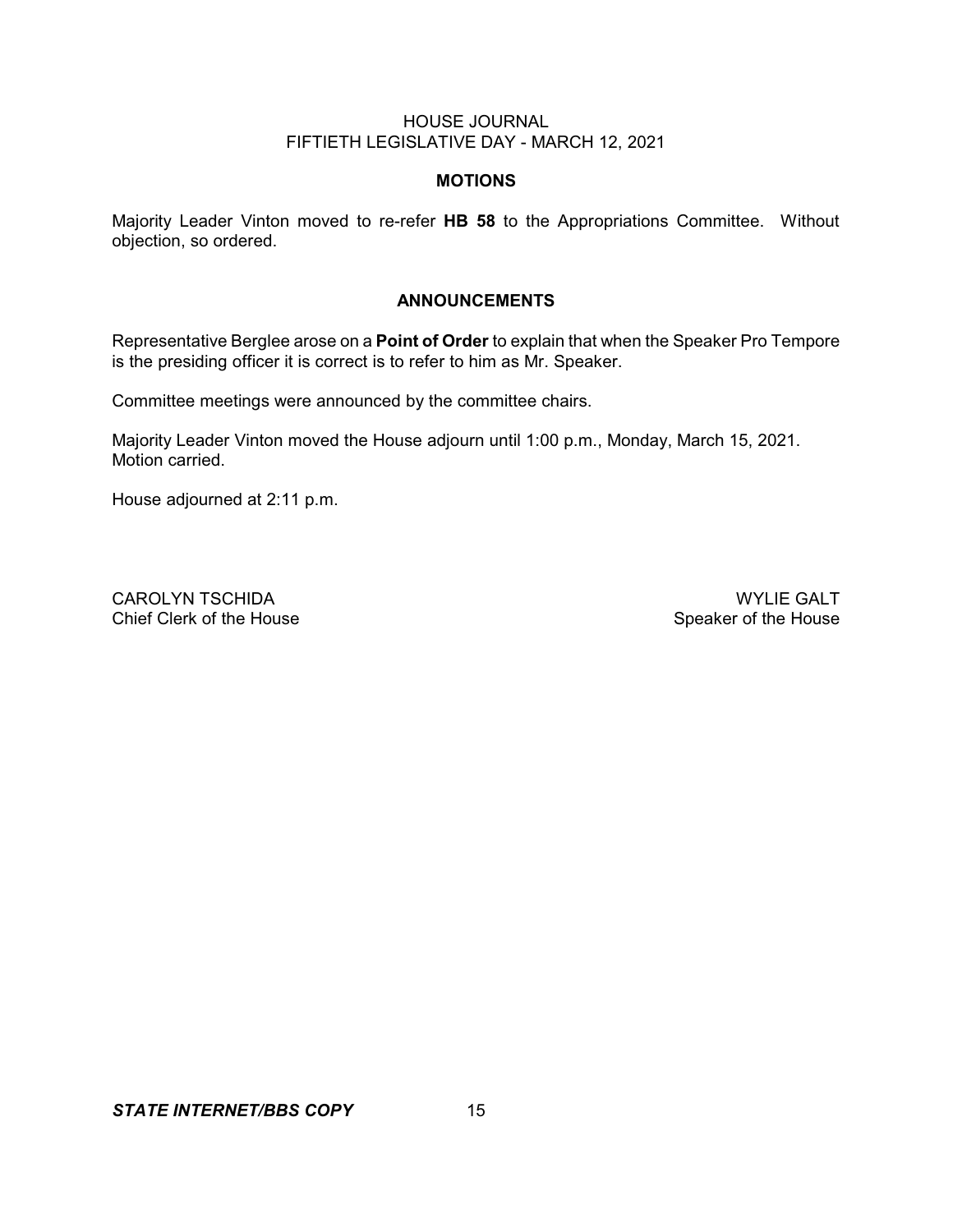HOUSE JOURNAL
FIFTIETH LEGISLATIVE DAY - MARCH 12, 2021

## MOTIONS

Majority Leader Vinton moved to re-refer **HB 58** to the Appropriations Committee. Without objection, so ordered.

## ANNOUNCEMENTS

Representative Berglee arose on a **Point of Order** to explain that when the Speaker Pro Tempore is the presiding officer it is correct is to refer to him as Mr. Speaker.

Committee meetings were announced by the committee chairs.

Majority Leader Vinton moved the House adjourn until 1:00 p.m., Monday, March 15, 2021. Motion carried.

House adjourned at 2:11 p.m.

CAROLYN TSCHIDA
Chief Clerk of the House

WYLIE GALT
Speaker of the House

***STATE INTERNET/BBS COPY***